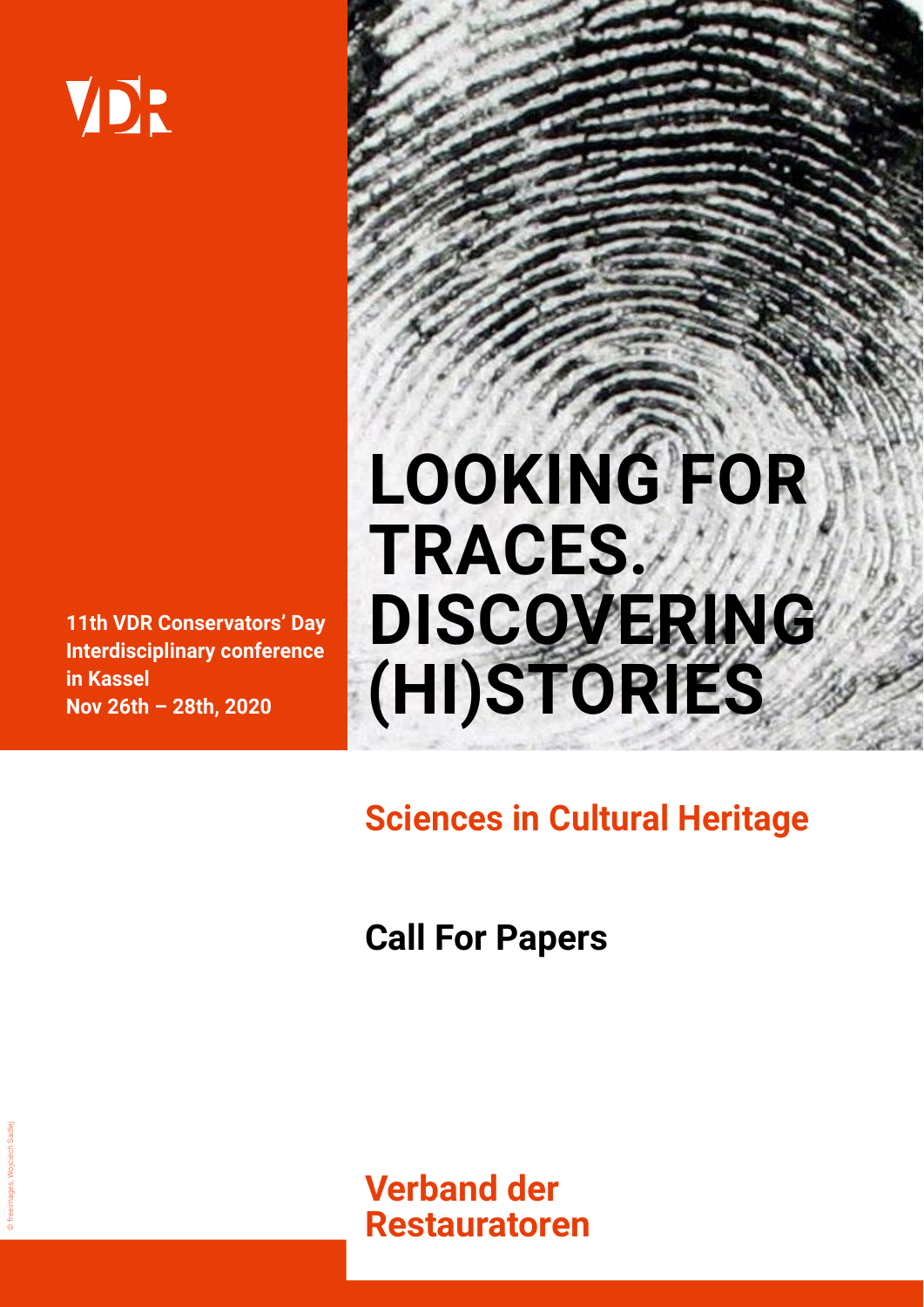VDR

11th VDR Conservators' Day
Interdisciplinary conference
in Kassel
Nov 26th – 28th, 2020

# LOOKING FOR TRACES. DISCOVERING (HI)STORIES

## Sciences in Cultural Heritage

## Call For Papers

**Verband der Restauratoren**

© freeimages, Wojciech Sadlej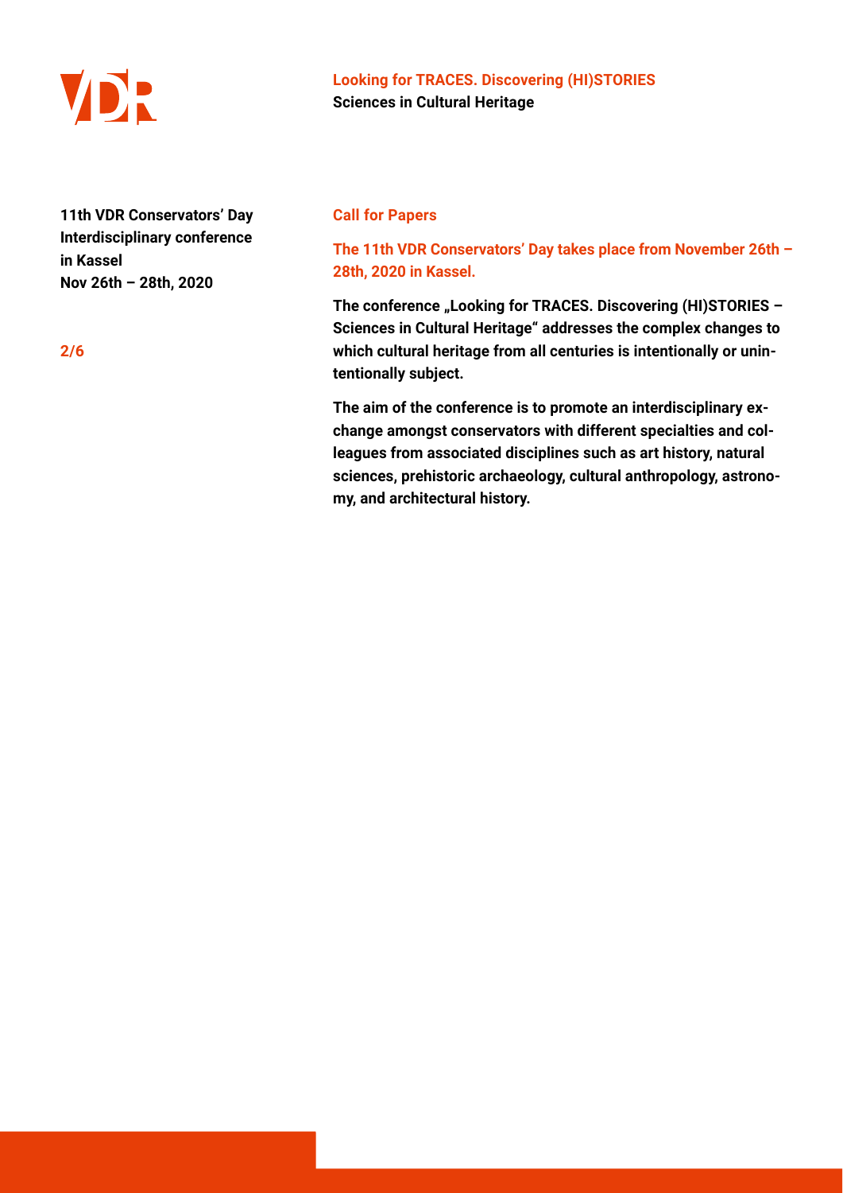**11th VDR Conservators' Day**
**Interdisciplinary conference in Kassel**
**Nov 26th – 28th, 2020**

## Call for Papers

**The 11th VDR Conservators' Day takes place from November 26th – 28th, 2020 in Kassel.**

**The conference „Looking for TRACES. Discovering (HI)STORIES – Sciences in Cultural Heritage" addresses the complex changes to which cultural heritage from all centuries is intentionally or unintentionally subject.**

**The aim of the conference is to promote an interdisciplinary exchange amongst conservators with different specialties and colleagues from associated disciplines such as art history, natural sciences, prehistoric archaeology, cultural anthropology, astronomy, and architectural history.**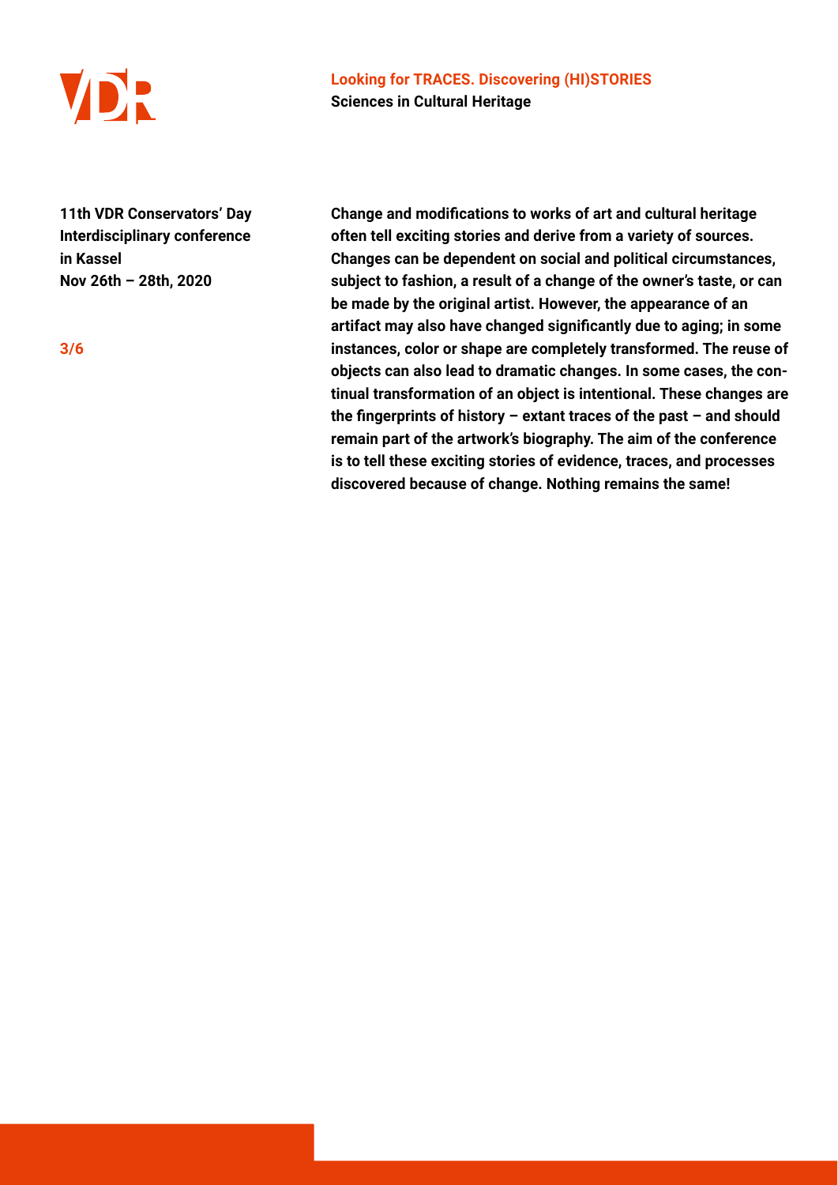**Looking for TRACES. Discovering (HI)STORIES**
**Sciences in Cultural Heritage**

**11th VDR Conservators' Day**
**Interdisciplinary conference**
**in Kassel**
**Nov 26th – 28th, 2020**

**Change and modifications to works of art and cultural heritage often tell exciting stories and derive from a variety of sources. Changes can be dependent on social and political circumstances, subject to fashion, a result of a change of the owner's taste, or can be made by the original artist. However, the appearance of an artifact may also have changed significantly due to aging; in some instances, color or shape are completely transformed. The reuse of objects can also lead to dramatic changes. In some cases, the continual transformation of an object is intentional. These changes are the fingerprints of history – extant traces of the past – and should remain part of the artwork's biography. The aim of the conference is to tell these exciting stories of evidence, traces, and processes discovered because of change. Nothing remains the same!**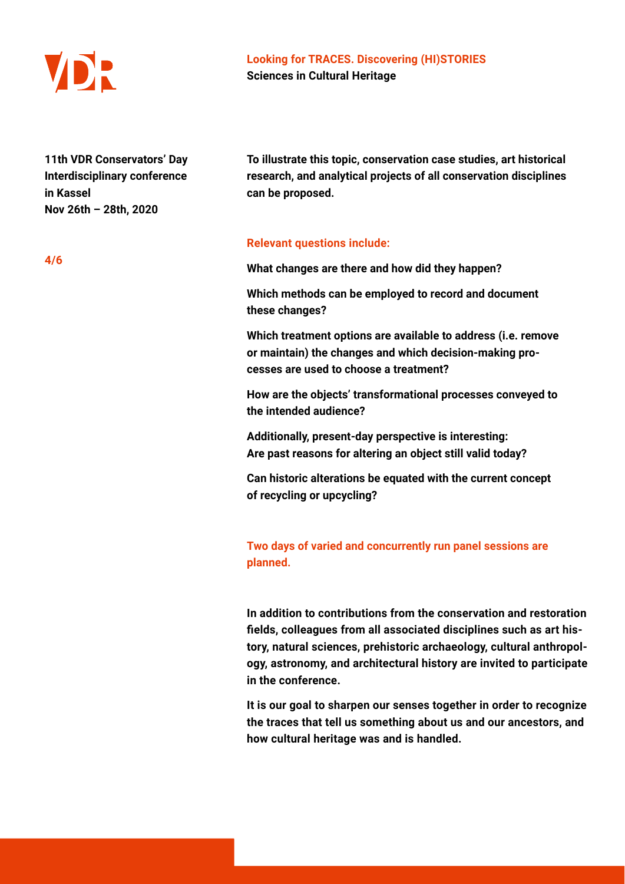**To illustrate this topic, conservation case studies, art historical research, and analytical projects of all conservation disciplines can be proposed.**

**Relevant questions include:**

**What changes are there and how did they happen?**

**Which methods can be employed to record and document these changes?**

**Which treatment options are available to address (i.e. remove or maintain) the changes and which decision-making processes are used to choose a treatment?**

**How are the objects' transformational processes conveyed to the intended audience?**

**Additionally, present-day perspective is interesting:
Are past reasons for altering an object still valid today?**

**Can historic alterations be equated with the current concept of recycling or upcycling?**

**Two days of varied and concurrently run panel sessions are planned.**

**In addition to contributions from the conservation and restoration fields, colleagues from all associated disciplines such as art history, natural sciences, prehistoric archaeology, cultural anthropology, astronomy, and architectural history are invited to participate in the conference.**

**It is our goal to sharpen our senses together in order to recognize the traces that tell us something about us and our ancestors, and how cultural heritage was and is handled.**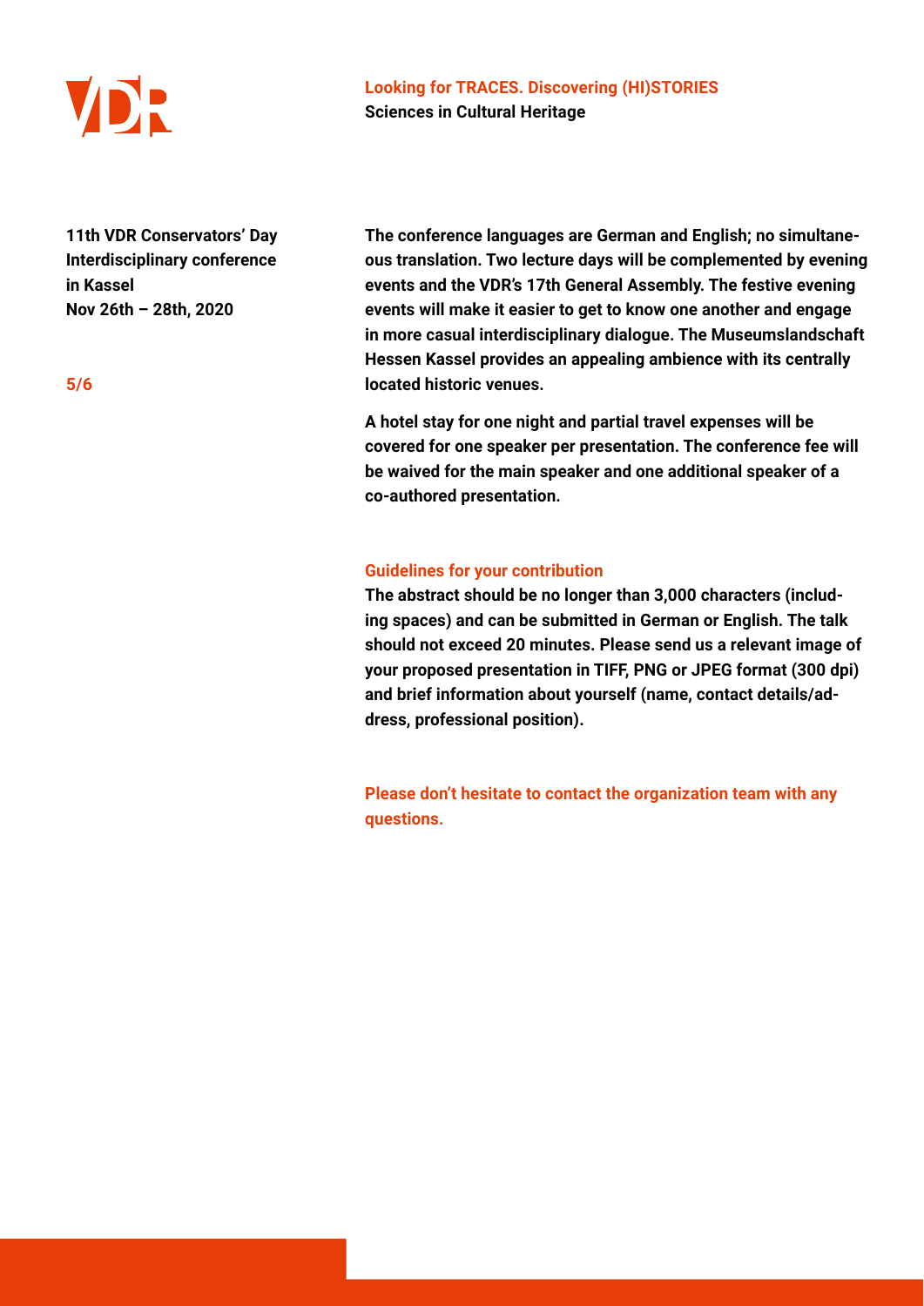The conference languages are German and English; no simultaneous translation. Two lecture days will be complemented by evening events and the VDR's 17th General Assembly. The festive evening events will make it easier to get to know one another and engage in more casual interdisciplinary dialogue. The Museumslandschaft Hessen Kassel provides an appealing ambience with its centrally located historic venues.

A hotel stay for one night and partial travel expenses will be covered for one speaker per presentation. The conference fee will be waived for the main speaker and one additional speaker of a co-authored presentation.

## Guidelines for your contribution

The abstract should be no longer than 3,000 characters (including spaces) and can be submitted in German or English. The talk should not exceed 20 minutes. Please send us a relevant image of your proposed presentation in TIFF, PNG or JPEG format (300 dpi) and brief information about yourself (name, contact details/address, professional position).

**Please don't hesitate to contact the organization team with any questions.**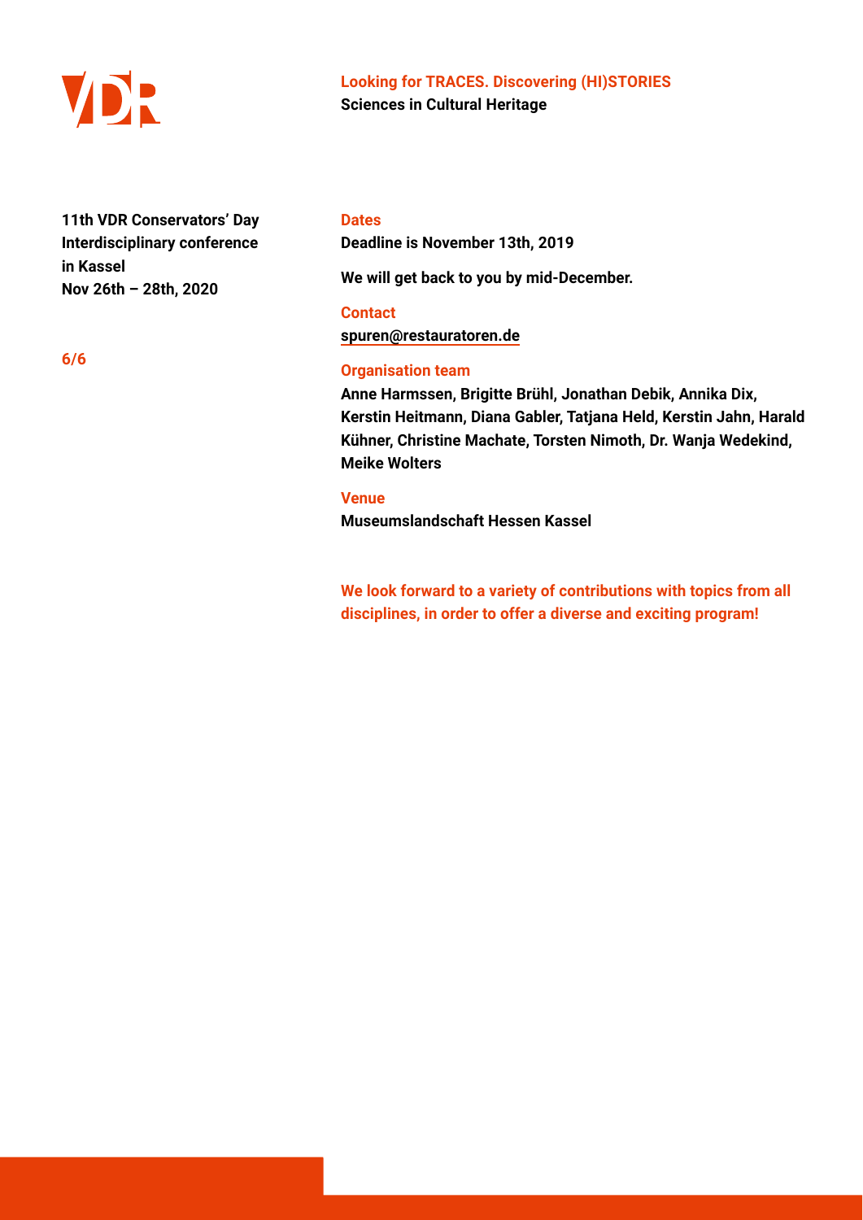**11th VDR Conservators' Day**
**Interdisciplinary conference in Kassel**
**Nov 26th – 28th, 2020**

### Dates

**Deadline is November 13th, 2019**

**We will get back to you by mid-December.**

### Contact

**spuren@restauratoren.de**

### Organisation team

**Anne Harmssen, Brigitte Brühl, Jonathan Debik, Annika Dix, Kerstin Heitmann, Diana Gabler, Tatjana Held, Kerstin Jahn, Harald Kühner, Christine Machate, Torsten Nimoth, Dr. Wanja Wedekind, Meike Wolters**

### Venue

**Museumslandschaft Hessen Kassel**

**We look forward to a variety of contributions with topics from all disciplines, in order to offer a diverse and exciting program!**